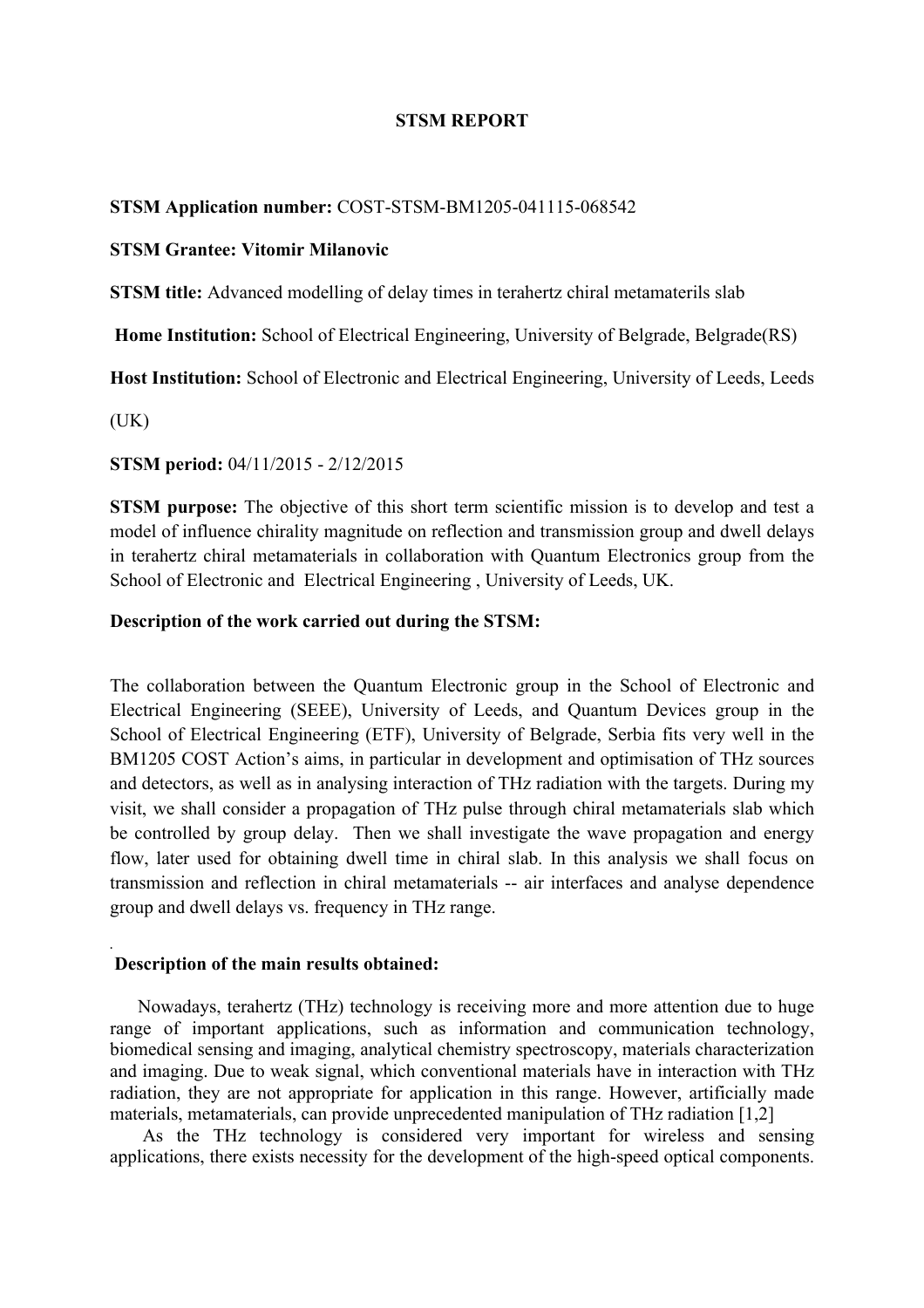**STSM REPORT**

**STSM Application number:** COST-STSM-BM1205-041115-068542

**STSM Grantee: Vitomir Milanovic**

**STSM title:** Advanced modelling of delay times in terahertz chiral metamaterils slab

**Home Institution:** School of Electrical Engineering, University of Belgrade, Belgrade(RS)

**Host Institution:** School of Electronic and Electrical Engineering, University of Leeds, Leeds (UK)

**STSM period:** 04/11/2015 - 2/12/2015

**STSM purpose:** The objective of this short term scientific mission is to develop and test a model of influence chirality magnitude on reflection and transmission group and dwell delays in terahertz chiral metamaterials in collaboration with Quantum Electronics group from the School of Electronic and Electrical Engineering , University of Leeds, UK.

**Description of the work carried out during the STSM:**

The collaboration between the Quantum Electronic group in the School of Electronic and Electrical Engineering (SEEE), University of Leeds, and Quantum Devices group in the School of Electrical Engineering (ETF), University of Belgrade, Serbia fits very well in the BM1205 COST Action's aims, in particular in development and optimisation of THz sources and detectors, as well as in analysing interaction of THz radiation with the targets. During my visit, we shall consider a propagation of THz pulse through chiral metamaterials slab which be controlled by group delay. Then we shall investigate the wave propagation and energy flow, later used for obtaining dwell time in chiral slab. In this analysis we shall focus on transmission and reflection in chiral metamaterials -- air interfaces and analyse dependence group and dwell delays vs. frequency in THz range.

.

**Description of the main results obtained:**

Nowadays, terahertz (THz) technology is receiving more and more attention due to huge range of important applications, such as information and communication technology, biomedical sensing and imaging, analytical chemistry spectroscopy, materials characterization and imaging. Due to weak signal, which conventional materials have in interaction with THz radiation, they are not appropriate for application in this range. However, artificially made materials, metamaterials, can provide unprecedented manipulation of THz radiation [1,2]

As the THz technology is considered very important for wireless and sensing applications, there exists necessity for the development of the high-speed optical components.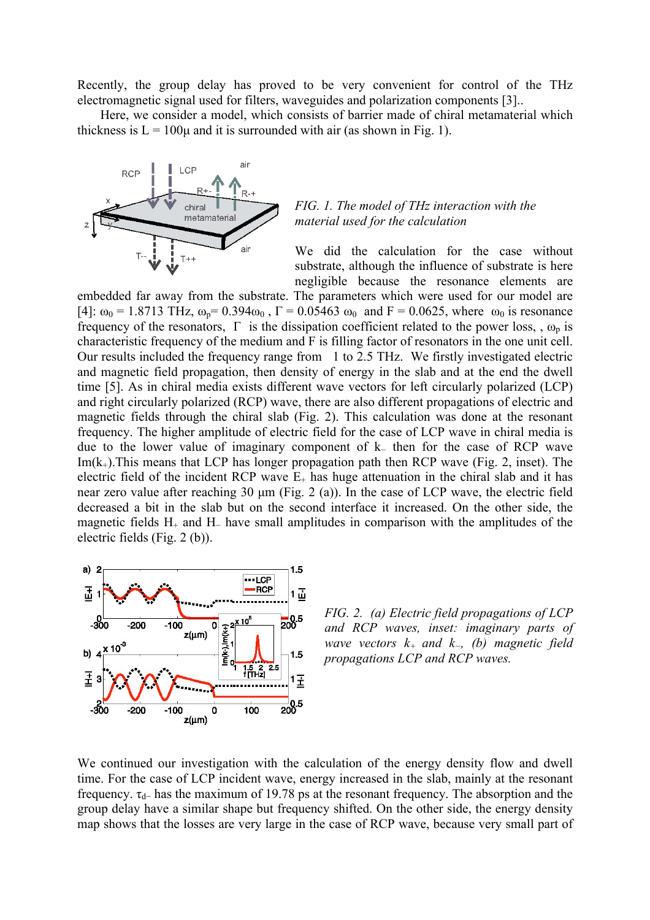Recently, the group delay has proved to be very convenient for control of the THz electromagnetic signal used for filters, waveguides and polarization components [3]..

Here, we consider a model, which consists of barrier made of chiral metamaterial which thickness is L = 100μ and it is surrounded with air (as shown in Fig. 1).

*FIG. 1. The model of THz interaction with the material used for the calculation*

We did the calculation for the case without substrate, although the influence of substrate is here negligible because the resonance elements are embedded far away from the substrate. The parameters which were used for our model are [4]: $\omega_0$ = 1.8713 THz, $\omega_p$= 0.394$\omega_0$ , $\Gamma$ = 0.05463 $\omega_0$ and F = 0.0625, where $\omega_0$ is resonance frequency of the resonators, $\Gamma$ is the dissipation coefficient related to the power loss, , $\omega_p$ is characteristic frequency of the medium and F is filling factor of resonators in the one unit cell. Our results included the frequency range from 1 to 2.5 THz. We firstly investigated electric and magnetic field propagation, then density of energy in the slab and at the end the dwell time [5]. As in chiral media exists different wave vectors for left circularly polarized (LCP) and right circularly polarized (RCP) wave, there are also different propagations of electric and magnetic fields through the chiral slab (Fig. 2). This calculation was done at the resonant frequency. The higher amplitude of electric field for the case of LCP wave in chiral media is due to the lower value of imaginary component of $k_-$ then for the case of RCP wave $\mathrm{Im}(k_+)$.This means that LCP has longer propagation path then RCP wave (Fig. 2, inset). The electric field of the incident RCP wave $E_+$ has huge attenuation in the chiral slab and it has near zero value after reaching 30 μm (Fig. 2 (a)). In the case of LCP wave, the electric field decreased a bit in the slab but on the second interface it increased. On the other side, the magnetic fields $H_+$ and $H_-$ have small amplitudes in comparison with the amplitudes of the electric fields (Fig. 2 (b)).

*FIG. 2. (a) Electric field propagations of LCP and RCP waves, inset: imaginary parts of wave vectors $k_+$ and $k_-$, (b) magnetic field propagations LCP and RCP waves.*

We continued our investigation with the calculation of the energy density flow and dwell time. For the case of LCP incident wave, energy increased in the slab, mainly at the resonant frequency. $\tau_{d-}$ has the maximum of 19.78 ps at the resonant frequency. The absorption and the group delay have a similar shape but frequency shifted. On the other side, the energy density map shows that the losses are very large in the case of RCP wave, because very small part of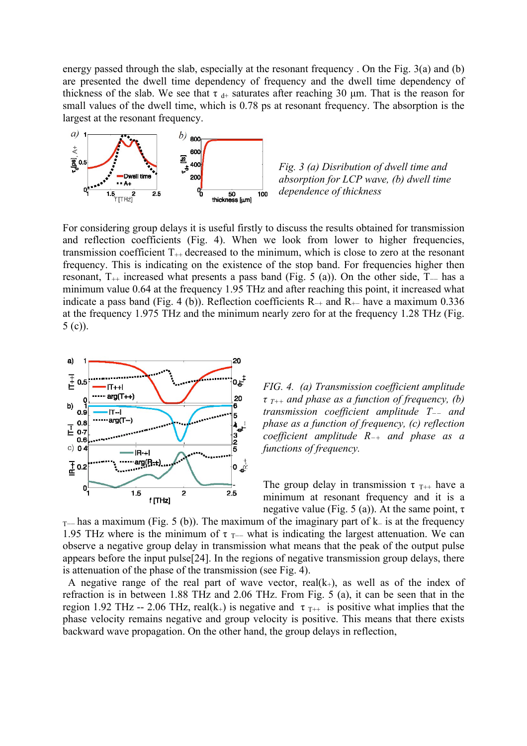energy passed through the slab, especially at the resonant frequency . On the Fig. 3(a) and (b) are presented the dwell time dependency of frequency and the dwell time dependency of thickness of the slab. We see that $\tau_{d+}$ saturates after reaching 30 μm. That is the reason for small values of the dwell time, which is 0.78 ps at resonant frequency. The absorption is the largest at the resonant frequency.

*Fig. 3 (a) Disribution of dwell time and absorption for LCP wave, (b) dwell time dependence of thickness*

For considering group delays it is useful firstly to discuss the results obtained for transmission and reflection coefficients (Fig. 4). When we look from lower to higher frequencies, transmission coefficient $T_{++}$ decreased to the minimum, which is close to zero at the resonant frequency. This is indicating on the existence of the stop band. For frequencies higher then resonant, $T_{++}$ increased what presents a pass band (Fig. 5 (a)). On the other side, $T_{--}$ has a minimum value 0.64 at the frequency 1.95 THz and after reaching this point, it increased what indicate a pass band (Fig. 4 (b)). Reflection coefficients $R_{-+}$ and $R_{+-}$ have a maximum 0.336 at the frequency 1.975 THz and the minimum nearly zero for at the frequency 1.28 THz (Fig. 5 (c)).

*FIG. 4. (a) Transmission coefficient amplitude $\tau_{T++}$ and phase as a function of frequency, (b) transmission coefficient amplitude $T_{--}$ and phase as a function of frequency, (c) reflection coefficient amplitude $R_{-+}$ and phase as a functions of frequency.*

The group delay in transmission $\tau_{T++}$ have a minimum at resonant frequency and it is a negative value (Fig. 5 (a)). At the same point, $\tau_{T--}$ has a maximum (Fig. 5 (b)). The maximum of the imaginary part of $k_{-}$ is at the frequency 1.95 THz where is the minimum of $\tau_{T--}$ what is indicating the largest attenuation. We can observe a negative group delay in transmission what means that the peak of the output pulse appears before the input pulse[24]. In the regions of negative transmission group delays, there is attenuation of the phase of the transmission (see Fig. 4).

A negative range of the real part of wave vector, real($k_{+}$), as well as of the index of refraction is in between 1.88 THz and 2.06 THz. From Fig. 5 (a), it can be seen that in the region 1.92 THz -- 2.06 THz, real($k_{+}$) is negative and $\tau_{T++}$ is positive what implies that the phase velocity remains negative and group velocity is positive. This means that there exists backward wave propagation. On the other hand, the group delays in reflection,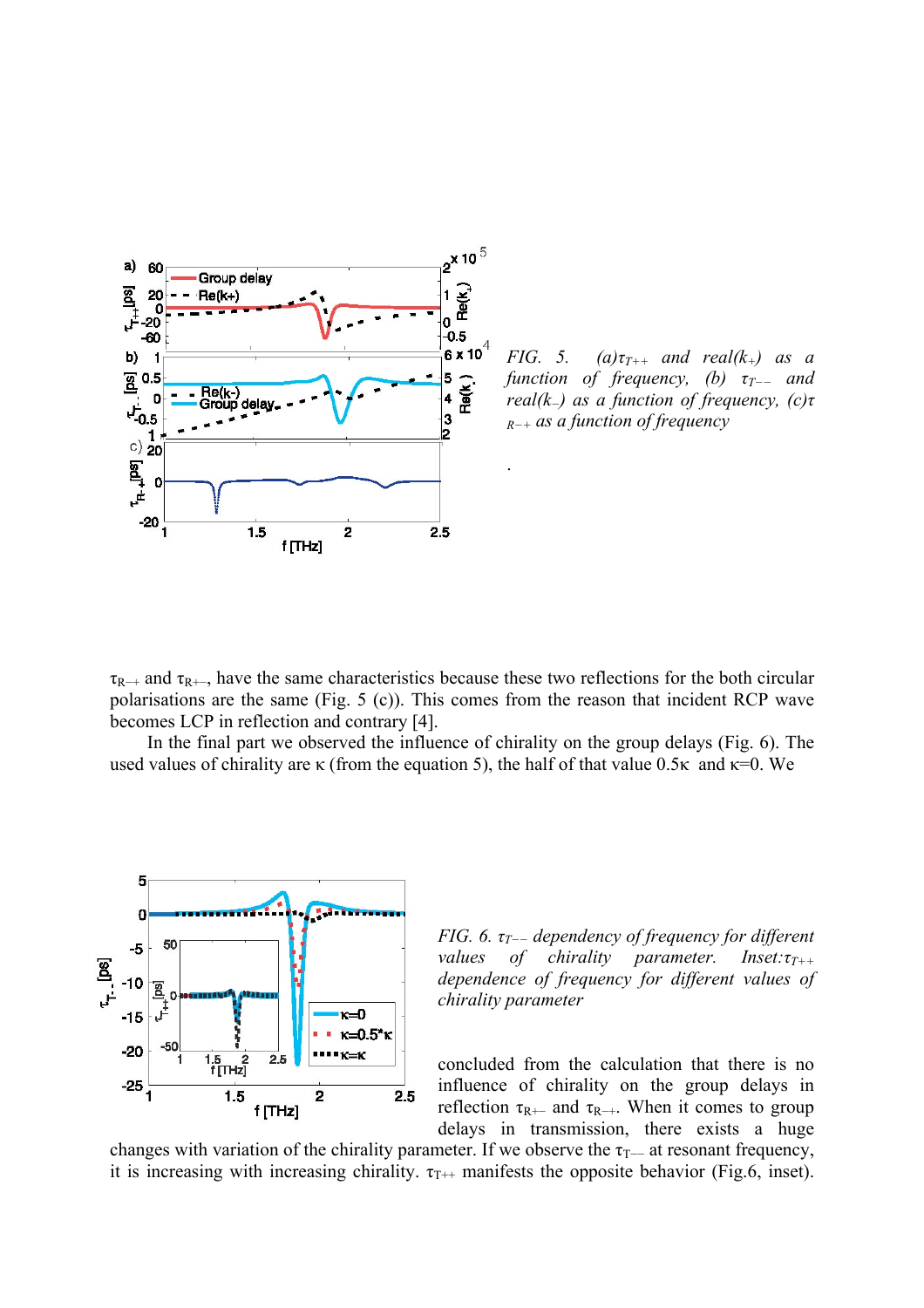*FIG. 5. (a)$\tau_{T++}$ and real($k_+$) as a function of frequency, (b) $\tau_{T--}$ and real($k_-$) as a function of frequency, (c)$\tau_{R-+}$ as a function of frequency*

$\tau_{R-+}$ and $\tau_{R+-}$, have the same characteristics because these two reflections for the both circular polarisations are the same (Fig. 5 (c)). This comes from the reason that incident RCP wave becomes LCP in reflection and contrary [4].

In the final part we observed the influence of chirality on the group delays (Fig. 6). The used values of chirality are κ (from the equation 5), the half of that value 0.5κ and κ=0. We concluded from the calculation that there is no influence of chirality on the group delays in reflection $\tau_{R+-}$ and $\tau_{R-+}$. When it comes to group delays in transmission, there exists a huge changes with variation of the chirality parameter. If we observe the $\tau_{T--}$ at resonant frequency, it is increasing with increasing chirality. $\tau_{T++}$ manifests the opposite behavior (Fig.6, inset).

*FIG. 6. $\tau_{T--}$ dependency of frequency for different values of chirality parameter. Inset:$\tau_{T++}$ dependence of frequency for different values of chirality parameter*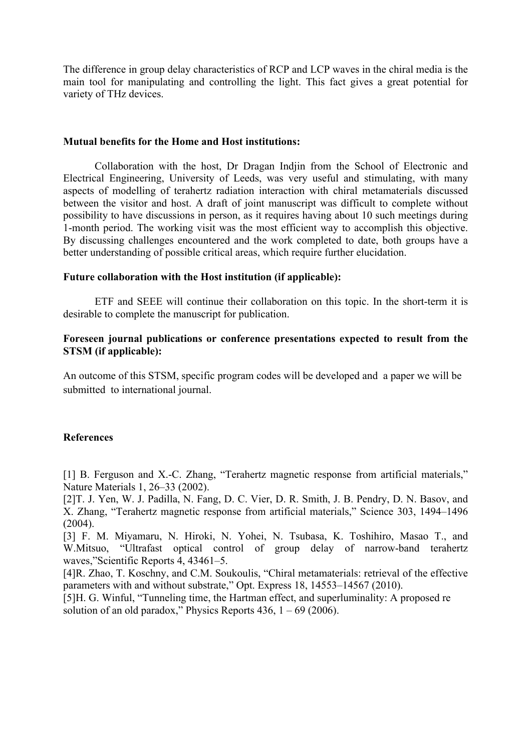The difference in group delay characteristics of RCP and LCP waves in the chiral media is the main tool for manipulating and controlling the light. This fact gives a great potential for variety of THz devices.

**Mutual benefits for the Home and Host institutions:**

Collaboration with the host, Dr Dragan Indjin from the School of Electronic and Electrical Engineering, University of Leeds, was very useful and stimulating, with many aspects of modelling of terahertz radiation interaction with chiral metamaterials discussed between the visitor and host. A draft of joint manuscript was difficult to complete without possibility to have discussions in person, as it requires having about 10 such meetings during 1-month period. The working visit was the most efficient way to accomplish this objective. By discussing challenges encountered and the work completed to date, both groups have a better understanding of possible critical areas, which require further elucidation.

**Future collaboration with the Host institution (if applicable):**

ETF and SEEE will continue their collaboration on this topic. In the short-term it is desirable to complete the manuscript for publication.

**Foreseen journal publications or conference presentations expected to result from the STSM (if applicable):**

An outcome of this STSM, specific program codes will be developed and a paper we will be submitted to international journal.

**References**

[1] B. Ferguson and X.-C. Zhang, "Terahertz magnetic response from artificial materials," Nature Materials 1, 26–33 (2002).
[2]T. J. Yen, W. J. Padilla, N. Fang, D. C. Vier, D. R. Smith, J. B. Pendry, D. N. Basov, and X. Zhang, "Terahertz magnetic response from artificial materials," Science 303, 1494–1496 (2004).
[3] F. M. Miyamaru, N. Hiroki, N. Yohei, N. Tsubasa, K. Toshihiro, Masao T., and W.Mitsuo, "Ultrafast optical control of group delay of narrow-band terahertz waves,"Scientific Reports 4, 43461–5.
[4]R. Zhao, T. Koschny, and C.M. Soukoulis, "Chiral metamaterials: retrieval of the effective parameters with and without substrate," Opt. Express 18, 14553–14567 (2010).
[5]H. G. Winful, "Tunneling time, the Hartman effect, and superluminality: A proposed re solution of an old paradox," Physics Reports 436, 1 – 69 (2006).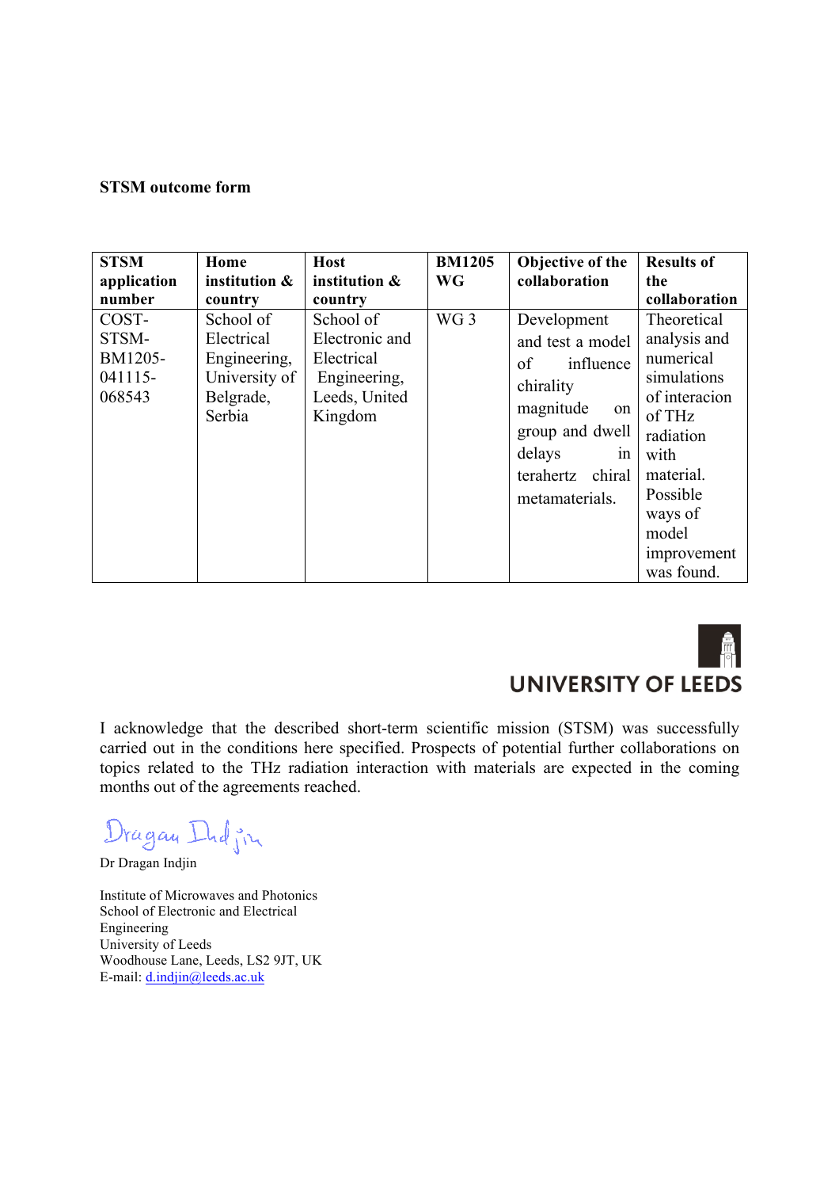**STSM outcome form**

| STSM application number | Home institution & country | Host institution & country | BM1205 WG | Objective of the collaboration | Results of the collaboration |
|---|---|---|---|---|---|
| COST-STSM-BM1205-041115-068543 | School of Electrical Engineering, University of Belgrade, Serbia | School of Electronic and Electrical Engineering, Leeds, United Kingdom | WG 3 | Development and test a model of influence chirality magnitude on group and dwell delays in terahertz chiral metamaterials. | Theoretical analysis and numerical simulations of interacion of THz radiation with material. Possible ways of model improvement was found. |

UNIVERSITY OF LEEDS

I acknowledge that the described short-term scientific mission (STSM) was successfully carried out in the conditions here specified. Prospects of potential further collaborations on topics related to the THz radiation interaction with materials are expected in the coming months out of the agreements reached.

Dragan Indjin

Dr Dragan Indjin

Institute of Microwaves and Photonics
School of Electronic and Electrical Engineering
University of Leeds
Woodhouse Lane, Leeds, LS2 9JT, UK
E-mail: d.indjin@leeds.ac.uk